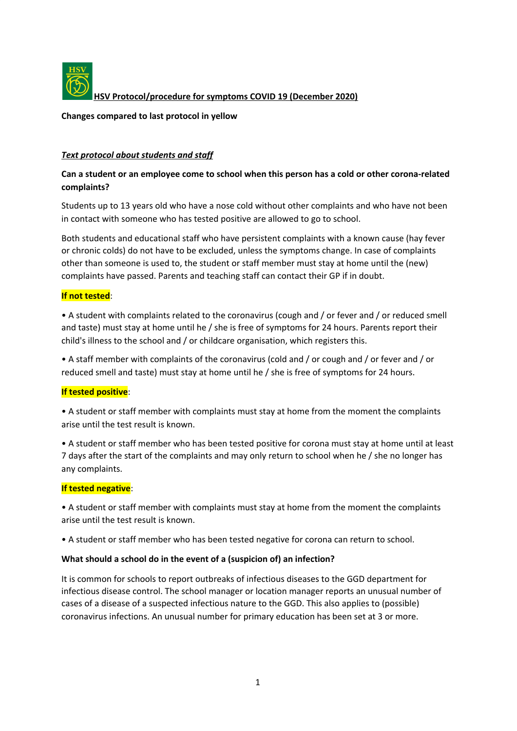# HSV Protocol/procedure for symptoms COVID 19 (December 2020)

**Changes compared to last protocol in yellow**

***Text protocol about students and staff***

**Can a student or an employee come to school when this person has a cold or other corona-related complaints?**

Students up to 13 years old who have a nose cold without other complaints and who have not been in contact with someone who has tested positive are allowed to go to school.

Both students and educational staff who have persistent complaints with a known cause (hay fever or chronic colds) do not have to be excluded, unless the symptoms change. In case of complaints other than someone is used to, the student or staff member must stay at home until the (new) complaints have passed. Parents and teaching staff can contact their GP if in doubt.

**If not tested**:

• A student with complaints related to the coronavirus (cough and / or fever and / or reduced smell and taste) must stay at home until he / she is free of symptoms for 24 hours. Parents report their child's illness to the school and / or childcare organisation, which registers this.

• A staff member with complaints of the coronavirus (cold and / or cough and / or fever and / or reduced smell and taste) must stay at home until he / she is free of symptoms for 24 hours.

**If tested positive**:

• A student or staff member with complaints must stay at home from the moment the complaints arise until the test result is known.

• A student or staff member who has been tested positive for corona must stay at home until at least 7 days after the start of the complaints and may only return to school when he / she no longer has any complaints.

**If tested negative**:

• A student or staff member with complaints must stay at home from the moment the complaints arise until the test result is known.

• A student or staff member who has been tested negative for corona can return to school.

**What should a school do in the event of a (suspicion of) an infection?**

It is common for schools to report outbreaks of infectious diseases to the GGD department for infectious disease control. The school manager or location manager reports an unusual number of cases of a disease of a suspected infectious nature to the GGD. This also applies to (possible) coronavirus infections. An unusual number for primary education has been set at 3 or more.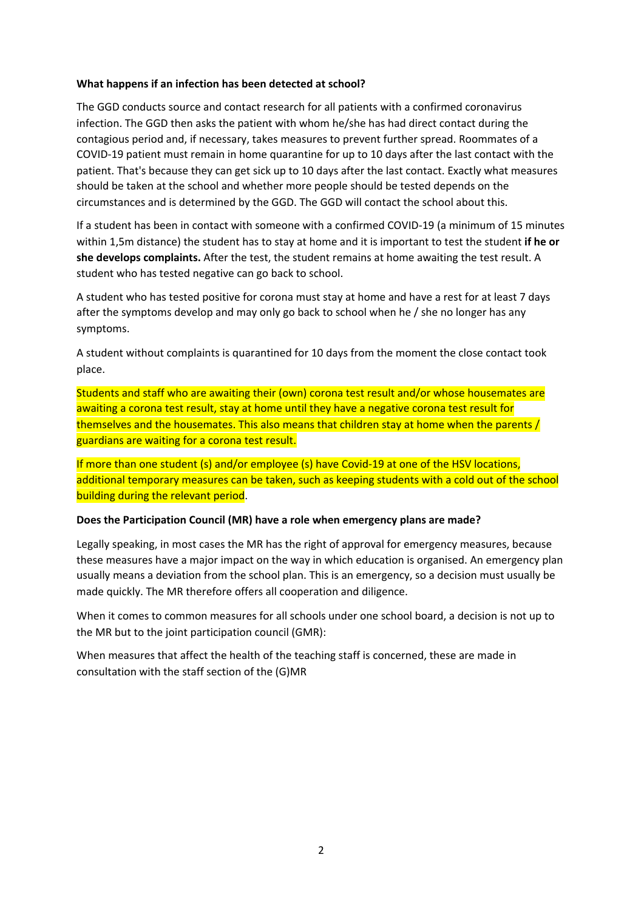**What happens if an infection has been detected at school?**

The GGD conducts source and contact research for all patients with a confirmed coronavirus infection. The GGD then asks the patient with whom he/she has had direct contact during the contagious period and, if necessary, takes measures to prevent further spread. Roommates of a COVID-19 patient must remain in home quarantine for up to 10 days after the last contact with the patient. That's because they can get sick up to 10 days after the last contact. Exactly what measures should be taken at the school and whether more people should be tested depends on the circumstances and is determined by the GGD. The GGD will contact the school about this.

If a student has been in contact with someone with a confirmed COVID-19 (a minimum of 15 minutes within 1,5m distance) the student has to stay at home and it is important to test the student **if he or she develops complaints.** After the test, the student remains at home awaiting the test result. A student who has tested negative can go back to school.

A student who has tested positive for corona must stay at home and have a rest for at least 7 days after the symptoms develop and may only go back to school when he / she no longer has any symptoms.

A student without complaints is quarantined for 10 days from the moment the close contact took place.

Students and staff who are awaiting their (own) corona test result and/or whose housemates are awaiting a corona test result, stay at home until they have a negative corona test result for themselves and the housemates. This also means that children stay at home when the parents / guardians are waiting for a corona test result.

If more than one student (s) and/or employee (s) have Covid-19 at one of the HSV locations, additional temporary measures can be taken, such as keeping students with a cold out of the school building during the relevant period.

**Does the Participation Council (MR) have a role when emergency plans are made?**

Legally speaking, in most cases the MR has the right of approval for emergency measures, because these measures have a major impact on the way in which education is organised. An emergency plan usually means a deviation from the school plan. This is an emergency, so a decision must usually be made quickly. The MR therefore offers all cooperation and diligence.

When it comes to common measures for all schools under one school board, a decision is not up to the MR but to the joint participation council (GMR):

When measures that affect the health of the teaching staff is concerned, these are made in consultation with the staff section of the (G)MR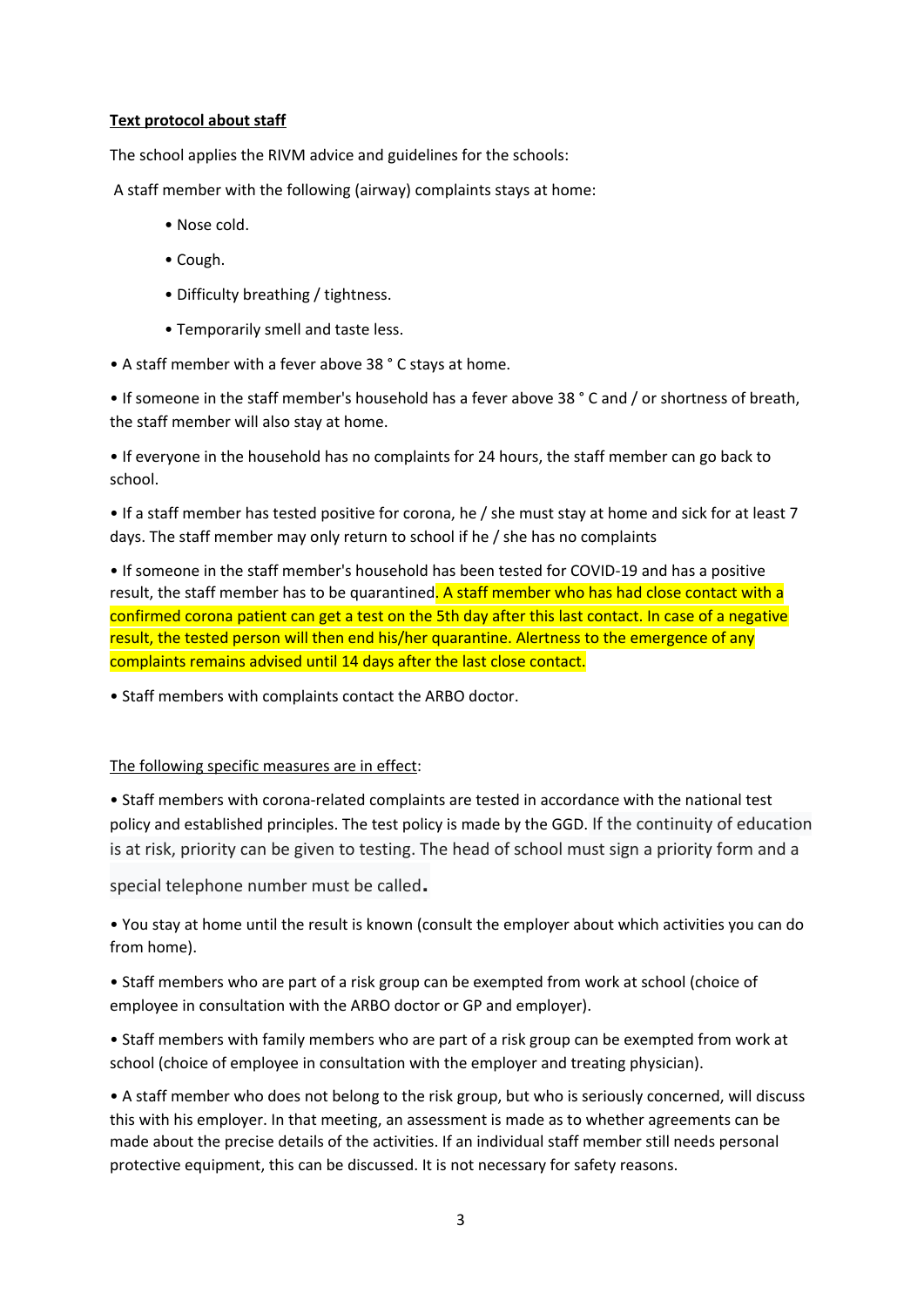**<u>Text protocol about staff</u>**

The school applies the RIVM advice and guidelines for the schools:

A staff member with the following (airway) complaints stays at home:

- Nose cold.
- Cough.
- Difficulty breathing / tightness.
- Temporarily smell and taste less.

- A staff member with a fever above 38 ° C stays at home.
- If someone in the staff member's household has a fever above 38 ° C and / or shortness of breath, the staff member will also stay at home.
- If everyone in the household has no complaints for 24 hours, the staff member can go back to school.
- If a staff member has tested positive for corona, he / she must stay at home and sick for at least 7 days. The staff member may only return to school if he / she has no complaints
- If someone in the staff member's household has been tested for COVID-19 and has a positive result, the staff member has to be quarantined. A staff member who has had close contact with a confirmed corona patient can get a test on the 5th day after this last contact. In case of a negative result, the tested person will then end his/her quarantine. Alertness to the emergence of any complaints remains advised until 14 days after the last close contact.
- Staff members with complaints contact the ARBO doctor.

<u>The following specific measures are in effect</u>:

- Staff members with corona-related complaints are tested in accordance with the national test policy and established principles. The test policy is made by the GGD. If the continuity of education is at risk, priority can be given to testing. The head of school must sign a priority form and a special telephone number must be called.
- You stay at home until the result is known (consult the employer about which activities you can do from home).
- Staff members who are part of a risk group can be exempted from work at school (choice of employee in consultation with the ARBO doctor or GP and employer).
- Staff members with family members who are part of a risk group can be exempted from work at school (choice of employee in consultation with the employer and treating physician).
- A staff member who does not belong to the risk group, but who is seriously concerned, will discuss this with his employer. In that meeting, an assessment is made as to whether agreements can be made about the precise details of the activities. If an individual staff member still needs personal protective equipment, this can be discussed. It is not necessary for safety reasons.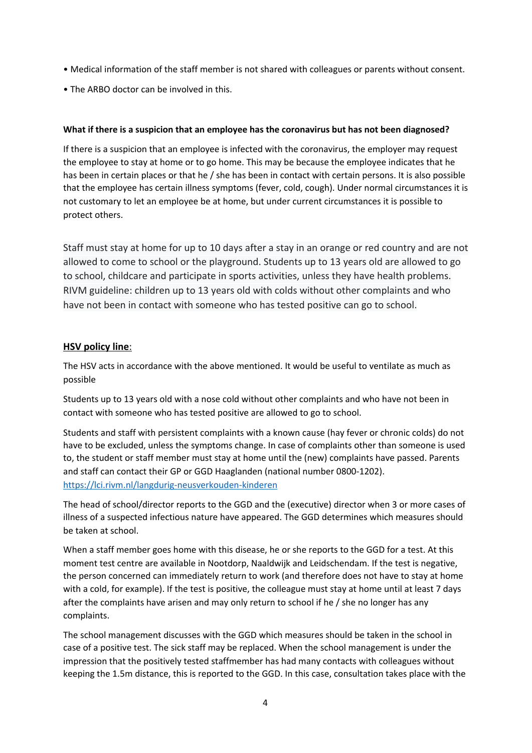- Medical information of the staff member is not shared with colleagues or parents without consent.
- The ARBO doctor can be involved in this.

**What if there is a suspicion that an employee has the coronavirus but has not been diagnosed?**

If there is a suspicion that an employee is infected with the coronavirus, the employer may request the employee to stay at home or to go home. This may be because the employee indicates that he has been in certain places or that he / she has been in contact with certain persons. It is also possible that the employee has certain illness symptoms (fever, cold, cough). Under normal circumstances it is not customary to let an employee be at home, but under current circumstances it is possible to protect others.

Staff must stay at home for up to 10 days after a stay in an orange or red country and are not allowed to come to school or the playground. Students up to 13 years old are allowed to go to school, childcare and participate in sports activities, unless they have health problems. RIVM guideline: children up to 13 years old with colds without other complaints and who have not been in contact with someone who has tested positive can go to school.

**HSV policy line**:

The HSV acts in accordance with the above mentioned. It would be useful to ventilate as much as possible

Students up to 13 years old with a nose cold without other complaints and who have not been in contact with someone who has tested positive are allowed to go to school.

Students and staff with persistent complaints with a known cause (hay fever or chronic colds) do not have to be excluded, unless the symptoms change. In case of complaints other than someone is used to, the student or staff member must stay at home until the (new) complaints have passed. Parents and staff can contact their GP or GGD Haaglanden (national number 0800-1202). https://lci.rivm.nl/langdurig-neusverkouden-kinderen

The head of school/director reports to the GGD and the (executive) director when 3 or more cases of illness of a suspected infectious nature have appeared. The GGD determines which measures should be taken at school.

When a staff member goes home with this disease, he or she reports to the GGD for a test. At this moment test centre are available in Nootdorp, Naaldwijk and Leidschendam. If the test is negative, the person concerned can immediately return to work (and therefore does not have to stay at home with a cold, for example). If the test is positive, the colleague must stay at home until at least 7 days after the complaints have arisen and may only return to school if he / she no longer has any complaints.

The school management discusses with the GGD which measures should be taken in the school in case of a positive test. The sick staff may be replaced. When the school management is under the impression that the positively tested staffmember has had many contacts with colleagues without keeping the 1.5m distance, this is reported to the GGD. In this case, consultation takes place with the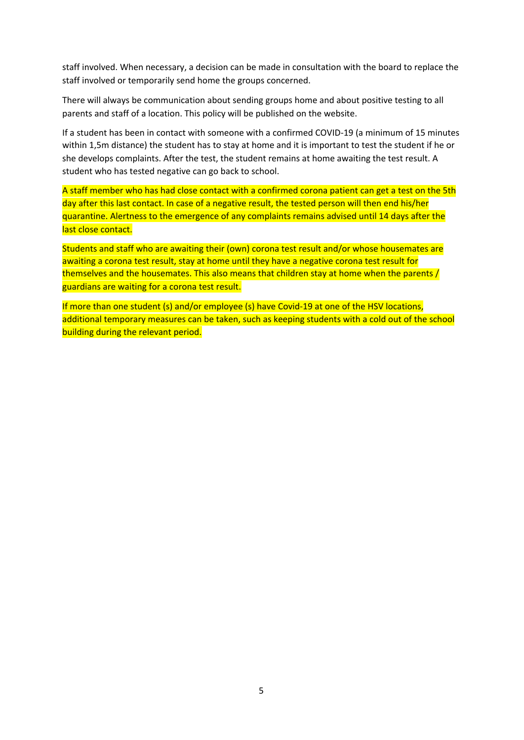staff involved. When necessary, a decision can be made in consultation with the board to replace the staff involved or temporarily send home the groups concerned.

There will always be communication about sending groups home and about positive testing to all parents and staff of a location. This policy will be published on the website.

If a student has been in contact with someone with a confirmed COVID-19 (a minimum of 15 minutes within 1,5m distance) the student has to stay at home and it is important to test the student if he or she develops complaints. After the test, the student remains at home awaiting the test result. A student who has tested negative can go back to school.

A staff member who has had close contact with a confirmed corona patient can get a test on the 5th day after this last contact. In case of a negative result, the tested person will then end his/her quarantine. Alertness to the emergence of any complaints remains advised until 14 days after the last close contact.

Students and staff who are awaiting their (own) corona test result and/or whose housemates are awaiting a corona test result, stay at home until they have a negative corona test result for themselves and the housemates. This also means that children stay at home when the parents / guardians are waiting for a corona test result.

If more than one student (s) and/or employee (s) have Covid-19 at one of the HSV locations, additional temporary measures can be taken, such as keeping students with a cold out of the school building during the relevant period.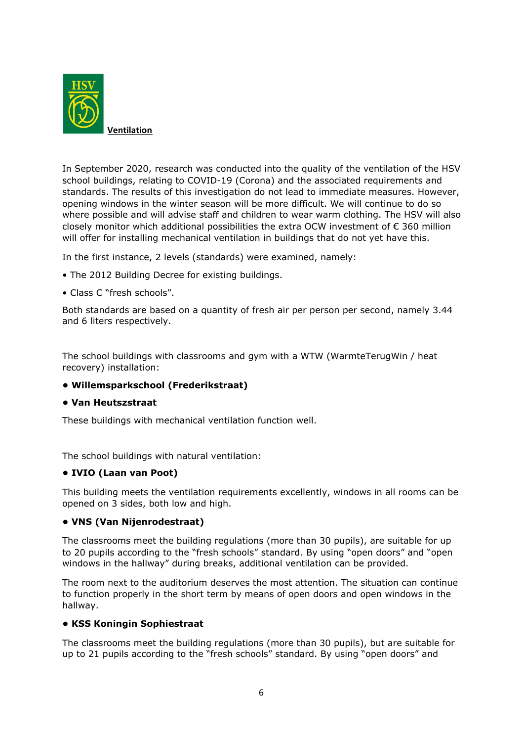**Ventilation**

In September 2020, research was conducted into the quality of the ventilation of the HSV school buildings, relating to COVID-19 (Corona) and the associated requirements and standards. The results of this investigation do not lead to immediate measures. However, opening windows in the winter season will be more difficult. We will continue to do so where possible and will advise staff and children to wear warm clothing. The HSV will also closely monitor which additional possibilities the extra OCW investment of € 360 million will offer for installing mechanical ventilation in buildings that do not yet have this.

In the first instance, 2 levels (standards) were examined, namely:

• The 2012 Building Decree for existing buildings.

• Class C "fresh schools".

Both standards are based on a quantity of fresh air per person per second, namely 3.44 and 6 liters respectively.

The school buildings with classrooms and gym with a WTW (WarmteTerugWin / heat recovery) installation:

- **Willemsparkschool (Frederikstraat)**
- **Van Heutszstraat**

These buildings with mechanical ventilation function well.

The school buildings with natural ventilation:

**• IVIO (Laan van Poot)**

This building meets the ventilation requirements excellently, windows in all rooms can be opened on 3 sides, both low and high.

**• VNS (Van Nijenrodestraat)**

The classrooms meet the building regulations (more than 30 pupils), are suitable for up to 20 pupils according to the "fresh schools" standard. By using "open doors" and "open windows in the hallway" during breaks, additional ventilation can be provided.

The room next to the auditorium deserves the most attention. The situation can continue to function properly in the short term by means of open doors and open windows in the hallway.

**• KSS Koningin Sophiestraat**

The classrooms meet the building regulations (more than 30 pupils), but are suitable for up to 21 pupils according to the "fresh schools" standard. By using "open doors" and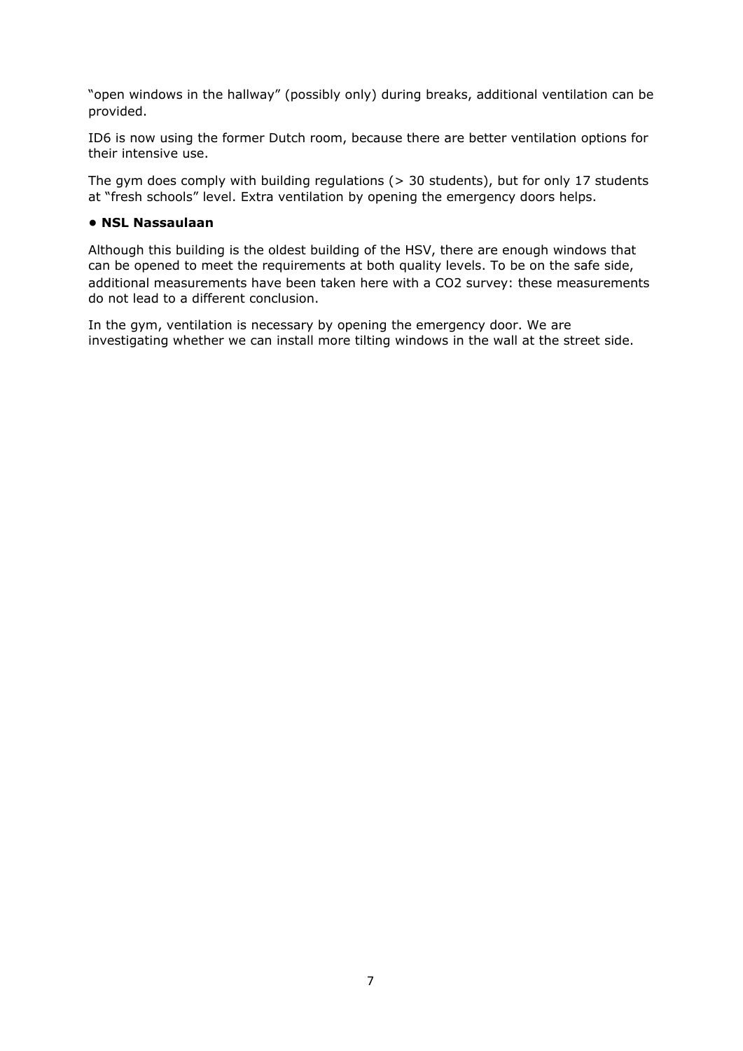"open windows in the hallway" (possibly only) during breaks, additional ventilation can be provided.

ID6 is now using the former Dutch room, because there are better ventilation options for their intensive use.

The gym does comply with building regulations (> 30 students), but for only 17 students at "fresh schools" level. Extra ventilation by opening the emergency doors helps.

**• NSL Nassaulaan**

Although this building is the oldest building of the HSV, there are enough windows that can be opened to meet the requirements at both quality levels. To be on the safe side, additional measurements have been taken here with a $CO_2$ survey: these measurements do not lead to a different conclusion.

In the gym, ventilation is necessary by opening the emergency door. We are investigating whether we can install more tilting windows in the wall at the street side.